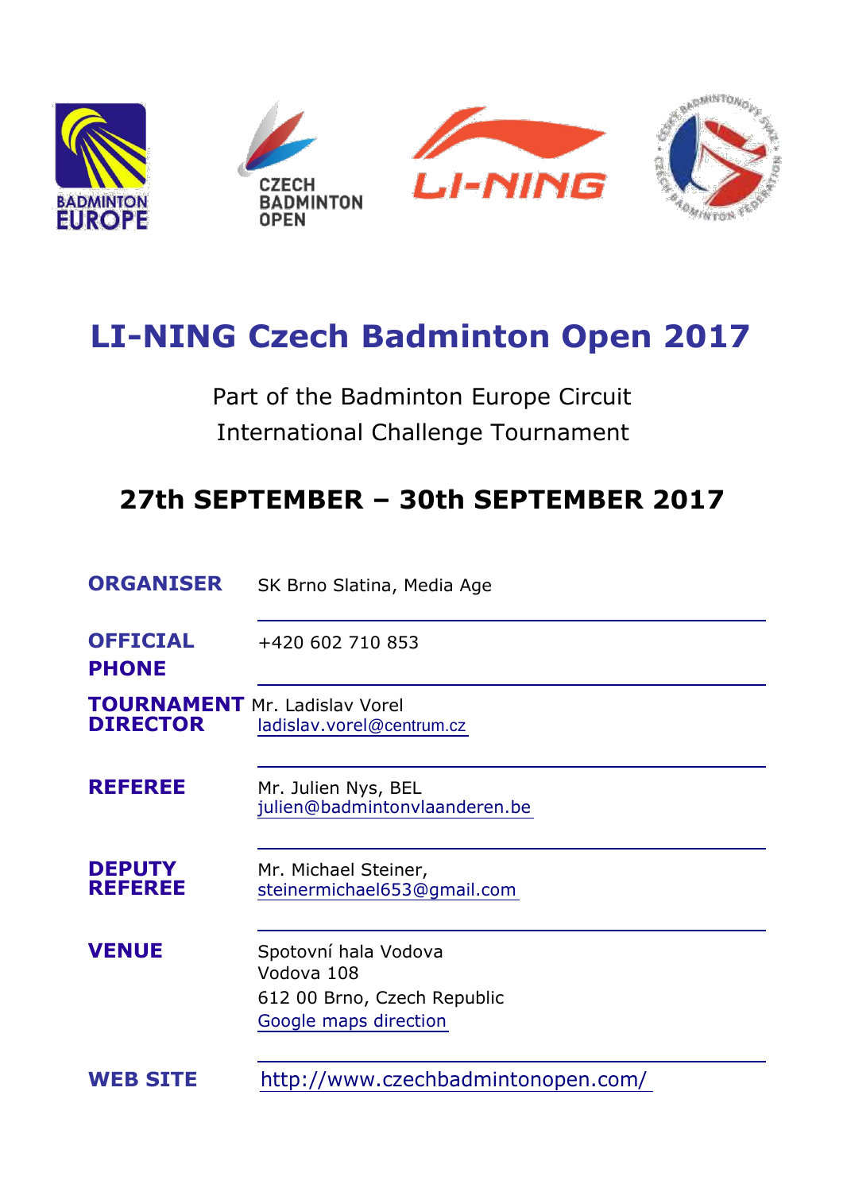# LI-NING Czech Badminton Open 2017

Part of the Badminton Europe Circuit
International Challenge Tournament

## 27th SEPTEMBER – 30th SEPTEMBER 2017

| | |
|---|---|
| **ORGANISER** | SK Brno Slatina, Media Age |
| **OFFICIAL PHONE** | +420 602 710 853 |
| **TOURNAMENT DIRECTOR** | Mr. Ladislav Vorel<br>ladislav.vorel@centrum.cz |
| **REFEREE** | Mr. Julien Nys, BEL<br>julien@badmintonvlaanderen.be |
| **DEPUTY REFEREE** | Mr. Michael Steiner,<br>steinermichael653@gmail.com |
| **VENUE** | Spotovní hala Vodova<br>Vodova 108<br>612 00 Brno, Czech Republic<br>Google maps direction |
| **WEB SITE** | http://www.czechbadmintonopen.com/ |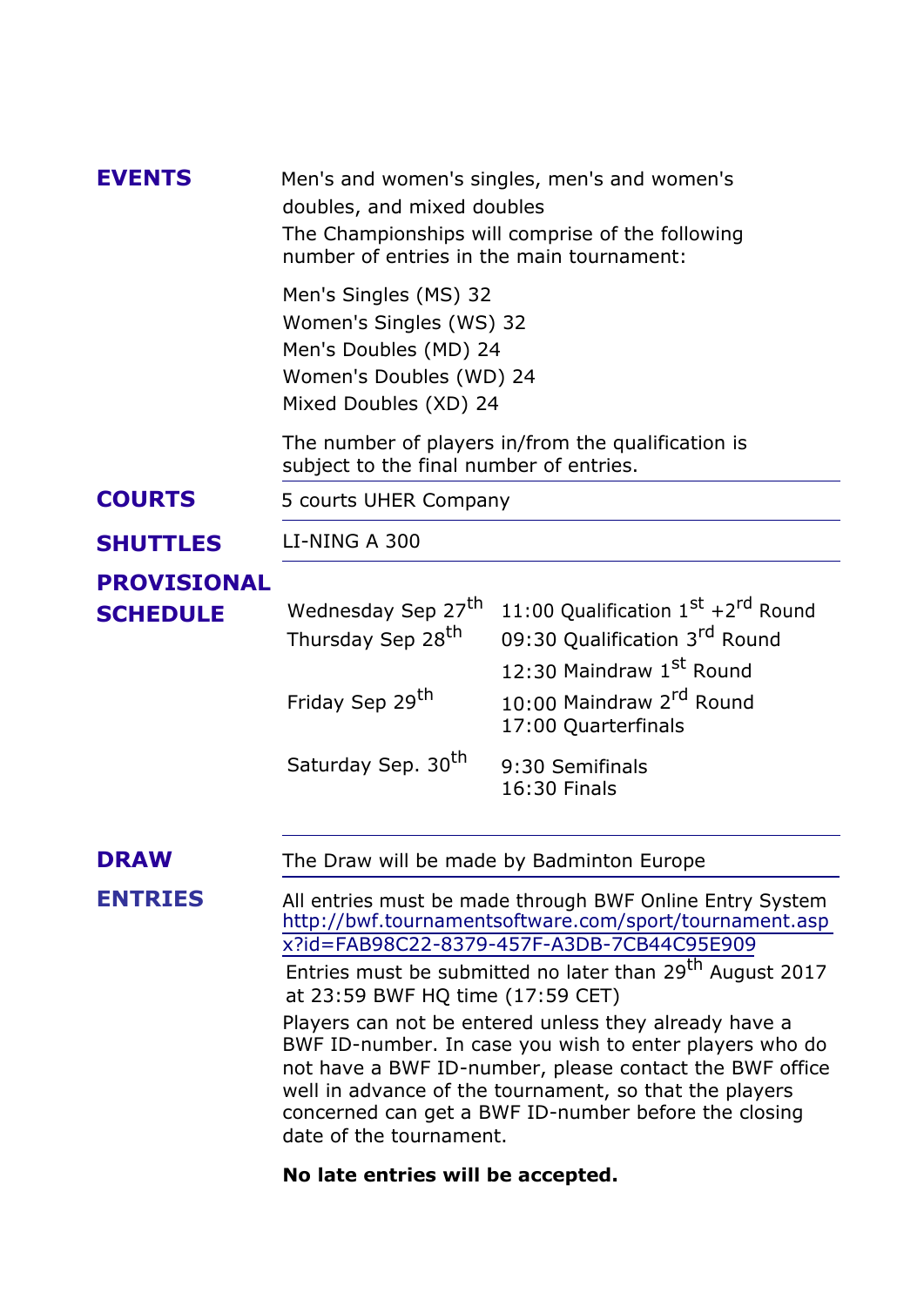**EVENTS**

Men's and women's singles, men's and women's doubles, and mixed doubles

The Championships will comprise of the following number of entries in the main tournament:

Men's Singles (MS) 32
Women's Singles (WS) 32
Men's Doubles (MD) 24
Women's Doubles (WD) 24
Mixed Doubles (XD) 24

The number of players in/from the qualification is subject to the final number of entries.

**COURTS**

5 courts UHER Company

**SHUTTLES**

LI-NING A 300

**PROVISIONAL SCHEDULE**

| | |
|---|---|
| Wednesday Sep 27th | 11:00 Qualification 1st +2rd Round |
| Thursday Sep 28th | 09:30 Qualification 3rd Round |
| | 12:30 Maindraw 1st Round |
| Friday Sep 29th | 10:00 Maindraw 2rd Round |
| | 17:00 Quarterfinals |
| Saturday Sep. 30th | 9:30 Semifinals |
| | 16:30 Finals |

**DRAW**

The Draw will be made by Badminton Europe

**ENTRIES**

All entries must be made through BWF Online Entry System http://bwf.tournamentsoftware.com/sport/tournament.aspx?id=FAB98C22-8379-457F-A3DB-7CB44C95E909

Entries must be submitted no later than 29th August 2017 at 23:59 BWF HQ time (17:59 CET)

Players can not be entered unless they already have a BWF ID-number. In case you wish to enter players who do not have a BWF ID-number, please contact the BWF office well in advance of the tournament, so that the players concerned can get a BWF ID-number before the closing date of the tournament.

**No late entries will be accepted.**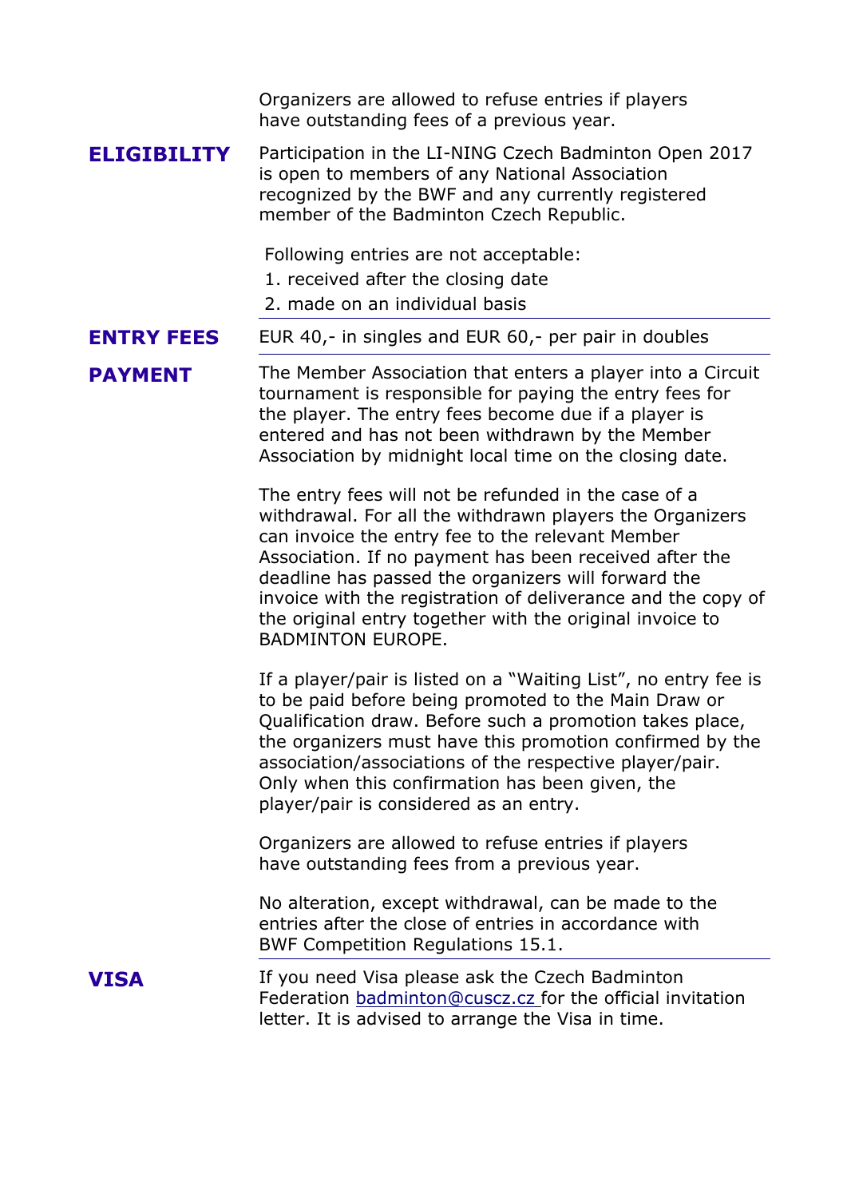Organizers are allowed to refuse entries if players have outstanding fees of a previous year.

**ELIGIBILITY**

Participation in the LI-NING Czech Badminton Open 2017 is open to members of any National Association recognized by the BWF and any currently registered member of the Badminton Czech Republic.

Following entries are not acceptable:

1. received after the closing date
2. made on an individual basis

**ENTRY FEES**

EUR 40,- in singles and EUR 60,- per pair in doubles

**PAYMENT**

The Member Association that enters a player into a Circuit tournament is responsible for paying the entry fees for the player. The entry fees become due if a player is entered and has not been withdrawn by the Member Association by midnight local time on the closing date.

The entry fees will not be refunded in the case of a withdrawal. For all the withdrawn players the Organizers can invoice the entry fee to the relevant Member Association. If no payment has been received after the deadline has passed the organizers will forward the invoice with the registration of deliverance and the copy of the original entry together with the original invoice to BADMINTON EUROPE.

If a player/pair is listed on a “Waiting List”, no entry fee is to be paid before being promoted to the Main Draw or Qualification draw. Before such a promotion takes place, the organizers must have this promotion confirmed by the association/associations of the respective player/pair. Only when this confirmation has been given, the player/pair is considered as an entry.

Organizers are allowed to refuse entries if players have outstanding fees from a previous year.

No alteration, except withdrawal, can be made to the entries after the close of entries in accordance with BWF Competition Regulations 15.1.

**VISA**

If you need Visa please ask the Czech Badminton Federation badminton@cuscz.cz for the official invitation letter. It is advised to arrange the Visa in time.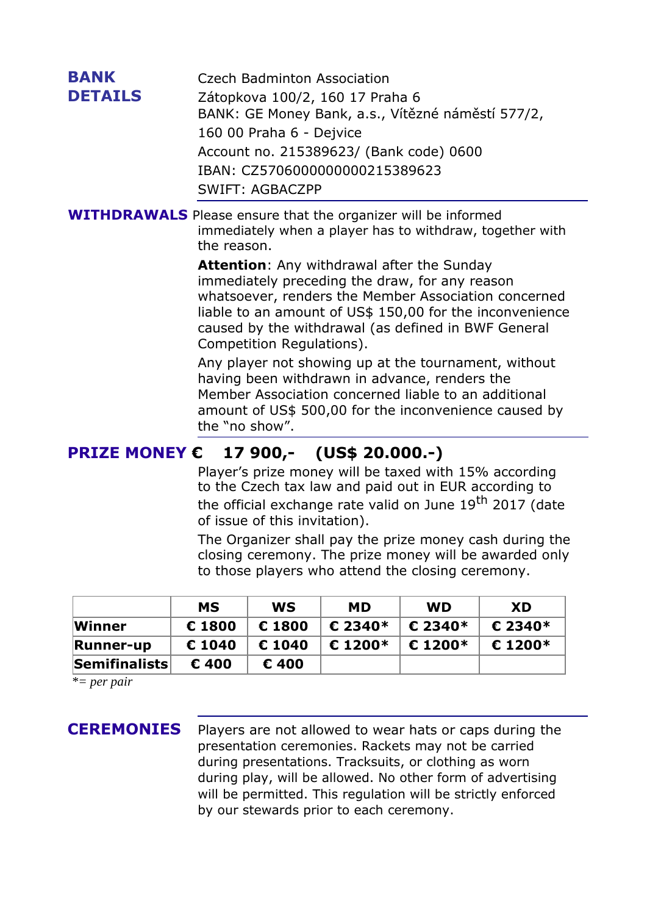## BANK DETAILS

Czech Badminton Association
Zátopkova 100/2, 160 17 Praha 6
BANK: GE Money Bank, a.s., Vítězné náměstí 577/2,
160 00 Praha 6 - Dejvice
Account no. 215389623/ (Bank code) 0600
IBAN: CZ5706000000000215389623
SWIFT: AGBACZPP

## WITHDRAWALS

Please ensure that the organizer will be informed immediately when a player has to withdraw, together with the reason.

**Attention**: Any withdrawal after the Sunday immediately preceding the draw, for any reason whatsoever, renders the Member Association concerned liable to an amount of US$ 150,00 for the inconvenience caused by the withdrawal (as defined in BWF General Competition Regulations).

Any player not showing up at the tournament, without having been withdrawn in advance, renders the Member Association concerned liable to an additional amount of US$ 500,00 for the inconvenience caused by the "no show".

## PRIZE MONEY € 17 900,- (US$ 20.000.-)

Player's prize money will be taxed with 15% according to the Czech tax law and paid out in EUR according to the official exchange rate valid on June 19th 2017 (date of issue of this invitation).

The Organizer shall pay the prize money cash during the closing ceremony. The prize money will be awarded only to those players who attend the closing ceremony.

| | MS | WS | MD | WD | XD |
|---|---|---|---|---|---|
| **Winner** | € 1800 | € 1800 | € 2340* | € 2340* | € 2340* |
| **Runner-up** | € 1040 | € 1040 | € 1200* | € 1200* | € 1200* |
| **Semifinalists** | € 400 | € 400 | | | |

*= *per pair*

## CEREMONIES

Players are not allowed to wear hats or caps during the presentation ceremonies. Rackets may not be carried during presentations. Tracksuits, or clothing as worn during play, will be allowed. No other form of advertising will be permitted. This regulation will be strictly enforced by our stewards prior to each ceremony.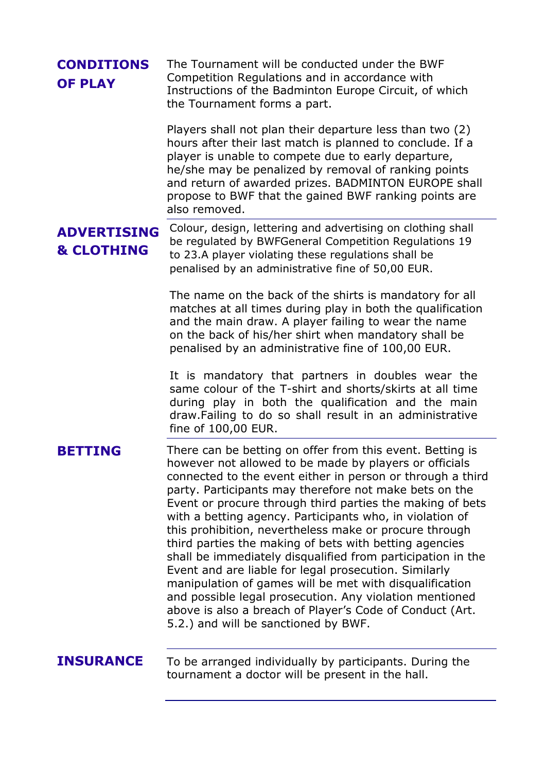## CONDITIONS OF PLAY

The Tournament will be conducted under the BWF Competition Regulations and in accordance with Instructions of the Badminton Europe Circuit, of which the Tournament forms a part.

Players shall not plan their departure less than two (2) hours after their last match is planned to conclude. If a player is unable to compete due to early departure, he/she may be penalized by removal of ranking points and return of awarded prizes. BADMINTON EUROPE shall propose to BWF that the gained BWF ranking points are also removed.

## ADVERTISING & CLOTHING

Colour, design, lettering and advertising on clothing shall be regulated by BWFGeneral Competition Regulations 19 to 23.A player violating these regulations shall be penalised by an administrative fine of 50,00 EUR.

The name on the back of the shirts is mandatory for all matches at all times during play in both the qualification and the main draw. A player failing to wear the name on the back of his/her shirt when mandatory shall be penalised by an administrative fine of 100,00 EUR.

It is mandatory that partners in doubles wear the same colour of the T-shirt and shorts/skirts at all time during play in both the qualification and the main draw.Failing to do so shall result in an administrative fine of 100,00 EUR.

## BETTING

There can be betting on offer from this event. Betting is however not allowed to be made by players or officials connected to the event either in person or through a third party. Participants may therefore not make bets on the Event or procure through third parties the making of bets with a betting agency. Participants who, in violation of this prohibition, nevertheless make or procure through third parties the making of bets with betting agencies shall be immediately disqualified from participation in the Event and are liable for legal prosecution. Similarly manipulation of games will be met with disqualification and possible legal prosecution. Any violation mentioned above is also a breach of Player's Code of Conduct (Art. 5.2.) and will be sanctioned by BWF.

## INSURANCE

To be arranged individually by participants. During the tournament a doctor will be present in the hall.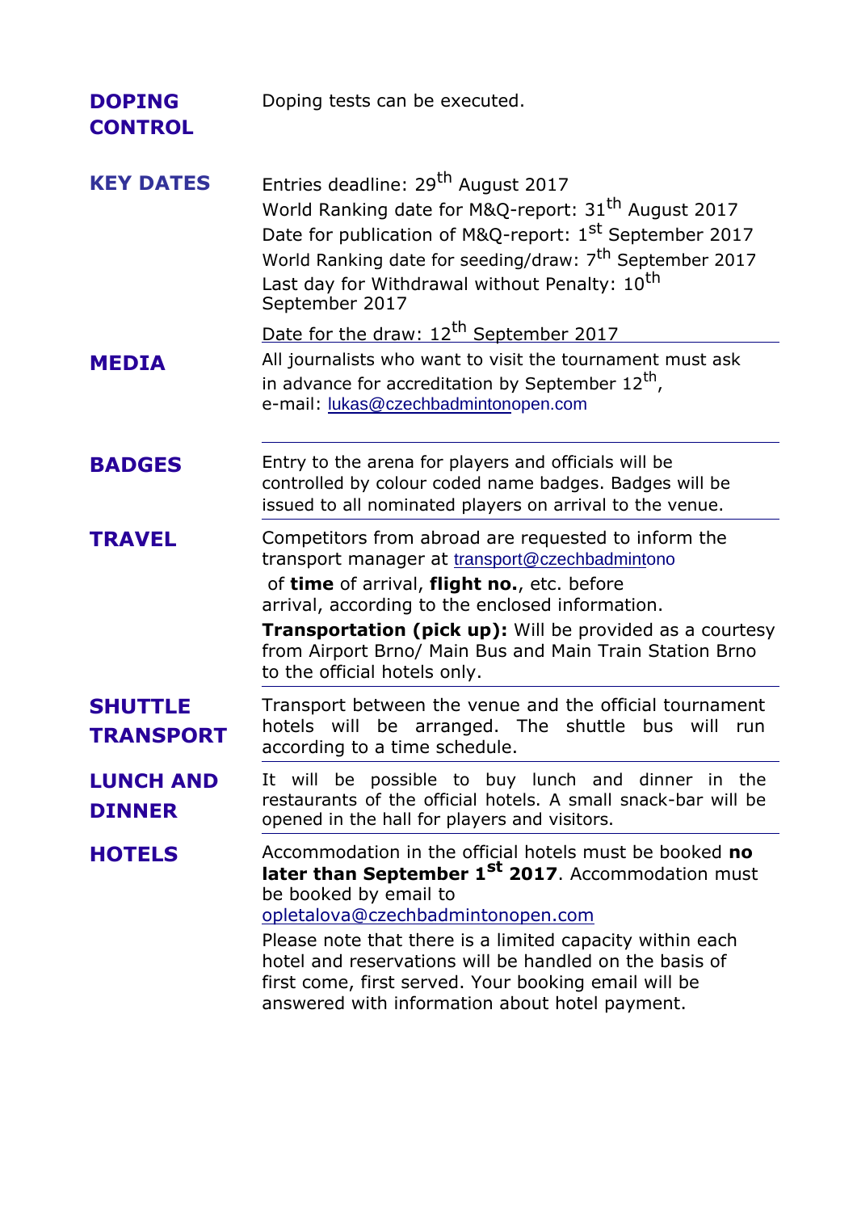**DOPING CONTROL**

Doping tests can be executed.

**KEY DATES**

Entries deadline: 29th August 2017
World Ranking date for M&Q-report: 31st August 2017
Date for publication of M&Q-report: 1st September 2017
World Ranking date for seeding/draw: 7th September 2017
Last day for Withdrawal without Penalty: 10th September 2017
Date for the draw: 12th September 2017

**MEDIA**

All journalists who want to visit the tournament must ask in advance for accreditation by September 12th,
e-mail: lukas@czechbadmintonopen.com

**BADGES**

Entry to the arena for players and officials will be controlled by colour coded name badges. Badges will be issued to all nominated players on arrival to the venue.

**TRAVEL**

Competitors from abroad are requested to inform the transport manager at transport@czechbadmintono of **time** of arrival, **flight no.**, etc. before arrival, according to the enclosed information.

**Transportation (pick up):** Will be provided as a courtesy from Airport Brno/ Main Bus and Main Train Station Brno to the official hotels only.

**SHUTTLE TRANSPORT**

Transport between the venue and the official tournament hotels will be arranged. The shuttle bus will run according to a time schedule.

**LUNCH AND DINNER**

It will be possible to buy lunch and dinner in the restaurants of the official hotels. A small snack-bar will be opened in the hall for players and visitors.

**HOTELS**

Accommodation in the official hotels must be booked **no later than September 1st 2017**. Accommodation must be booked by email to opletalova@czechbadmintonopen.com

Please note that there is a limited capacity within each hotel and reservations will be handled on the basis of first come, first served. Your booking email will be answered with information about hotel payment.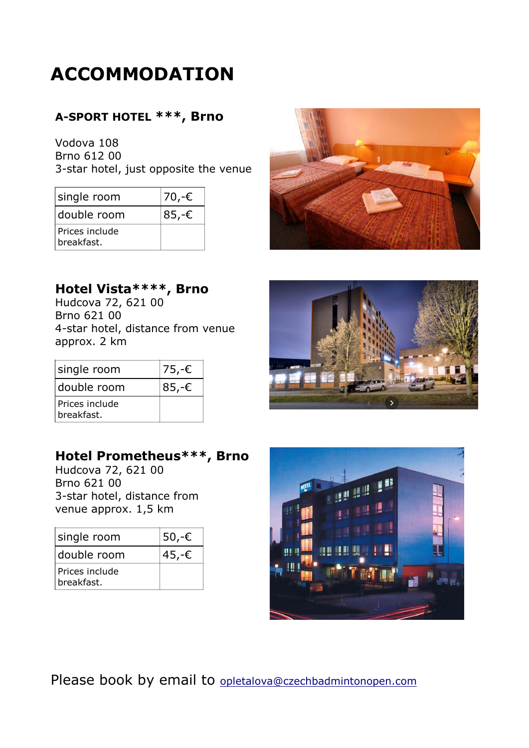# ACCOMMODATION

### A-SPORT HOTEL ***, Brno

Vodova 108
Brno 612 00
3-star hotel, just opposite the venue

| | |
|---|---|
| single room | 70,-€ |
| double room | 85,-€ |
| Prices include breakfast. | |

### Hotel Vista****, Brno

Hudcova 72, 621 00
Brno 621 00
4-star hotel, distance from venue approx. 2 km

| | |
|---|---|
| single room | 75,-€ |
| double room | 85,-€ |
| Prices include breakfast. | |

### Hotel Prometheus***, Brno

Hudcova 72, 621 00
Brno 621 00
3-star hotel, distance from venue approx. 1,5 km

| | |
|---|---|
| single room | 50,-€ |
| double room | 45,-€ |
| Prices include breakfast. | |

Please book by email to opletalova@czechbadmintonopen.com